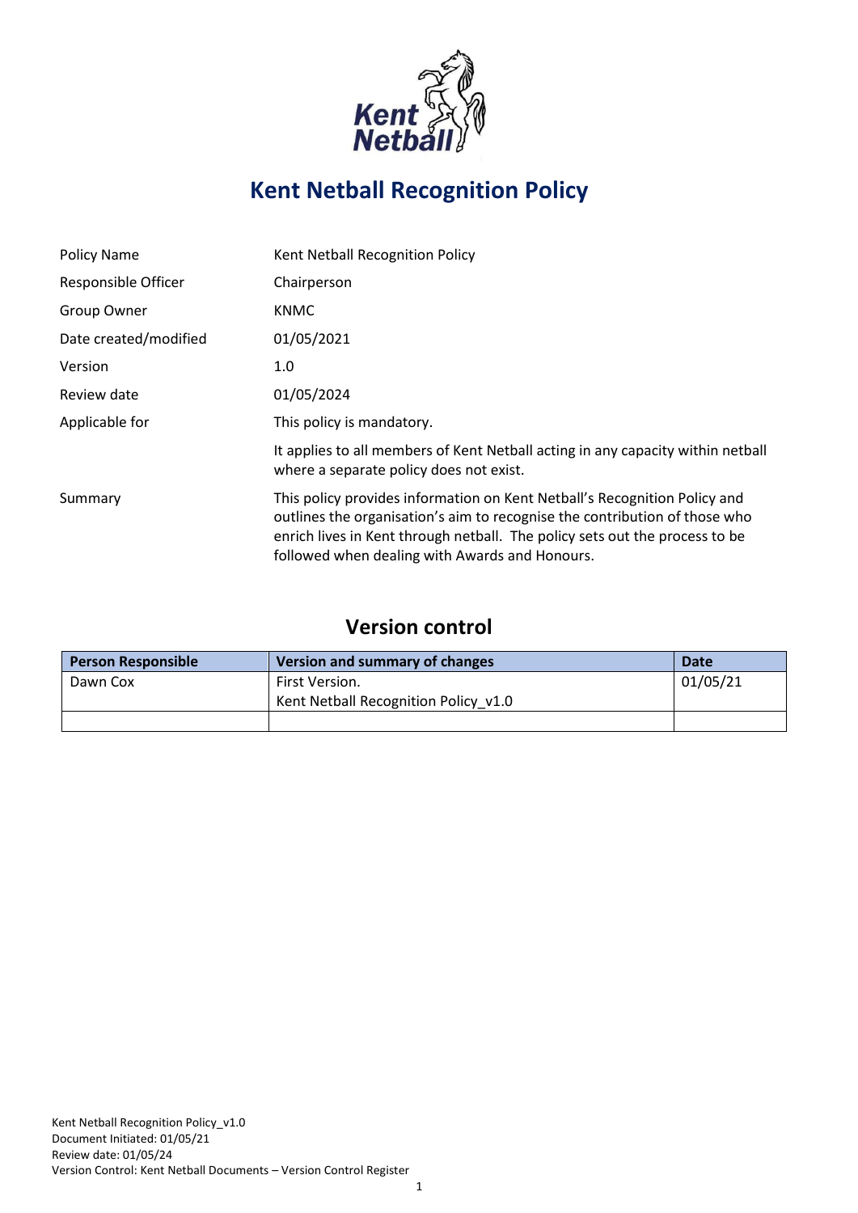# Kent Netball Recognition Policy

| | |
|---|---|
| Policy Name | Kent Netball Recognition Policy |
| Responsible Officer | Chairperson |
| Group Owner | KNMC |
| Date created/modified | 01/05/2021 |
| Version | 1.0 |
| Review date | 01/05/2024 |
| Applicable for | This policy is mandatory. |
| | It applies to all members of Kent Netball acting in any capacity within netball where a separate policy does not exist. |
| Summary | This policy provides information on Kent Netball's Recognition Policy and outlines the organisation's aim to recognise the contribution of those who enrich lives in Kent through netball. The policy sets out the process to be followed when dealing with Awards and Honours. |

## Version control

| Person Responsible | Version and summary of changes | Date |
|---|---|---|
| Dawn Cox | First Version.<br>Kent Netball Recognition Policy_v1.0 | 01/05/21 |
| | | |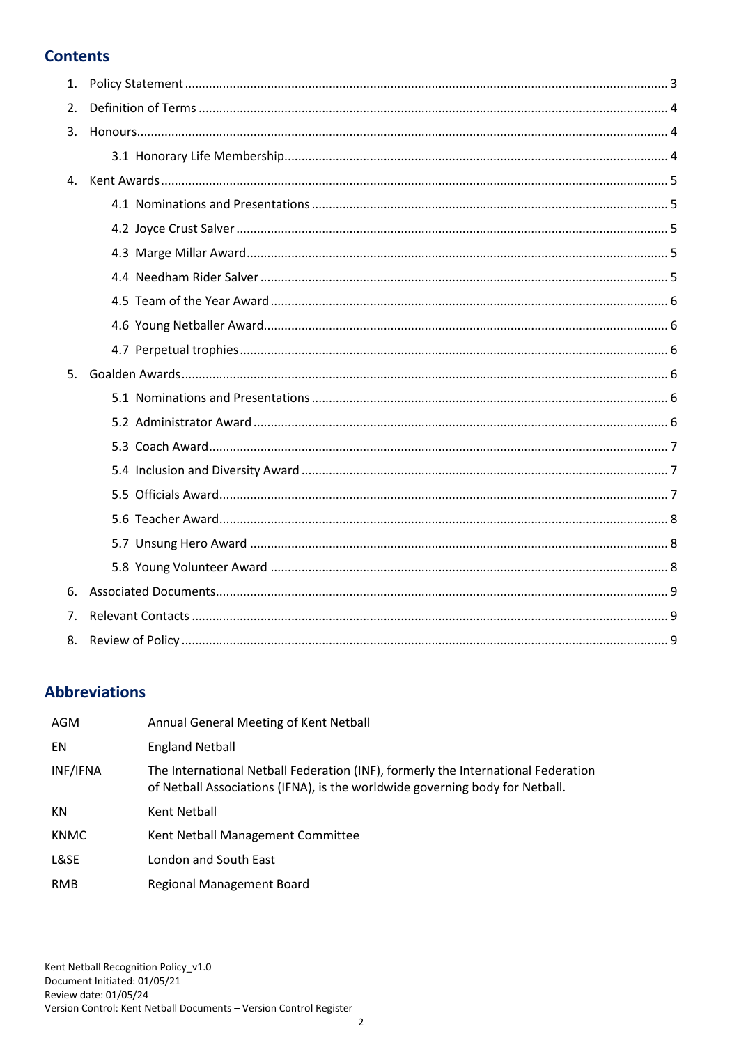## Contents

1. Policy Statement ... 3
2. Definition of Terms ... 4
3. Honours ... 4
    - 3.1 Honorary Life Membership ... 4
4. Kent Awards ... 5
    - 4.1 Nominations and Presentations ... 5
    - 4.2 Joyce Crust Salver ... 5
    - 4.3 Marge Millar Award ... 5
    - 4.4 Needham Rider Salver ... 5
    - 4.5 Team of the Year Award ... 6
    - 4.6 Young Netballer Award ... 6
    - 4.7 Perpetual trophies ... 6
5. Goalden Awards ... 6
    - 5.1 Nominations and Presentations ... 6
    - 5.2 Administrator Award ... 6
    - 5.3 Coach Award ... 7
    - 5.4 Inclusion and Diversity Award ... 7
    - 5.5 Officials Award ... 7
    - 5.6 Teacher Award ... 8
    - 5.7 Unsung Hero Award ... 8
    - 5.8 Young Volunteer Award ... 8
6. Associated Documents ... 9
7. Relevant Contacts ... 9
8. Review of Policy ... 9

## Abbreviations

| | |
|---|---|
| AGM | Annual General Meeting of Kent Netball |
| EN | England Netball |
| INF/IFNA | The International Netball Federation (INF), formerly the International Federation of Netball Associations (IFNA), is the worldwide governing body for Netball. |
| KN | Kent Netball |
| KNMC | Kent Netball Management Committee |
| L&SE | London and South East |
| RMB | Regional Management Board |

Kent Netball Recognition Policy_v1.0
Document Initiated: 01/05/21
Review date: 01/05/24
Version Control: Kent Netball Documents – Version Control Register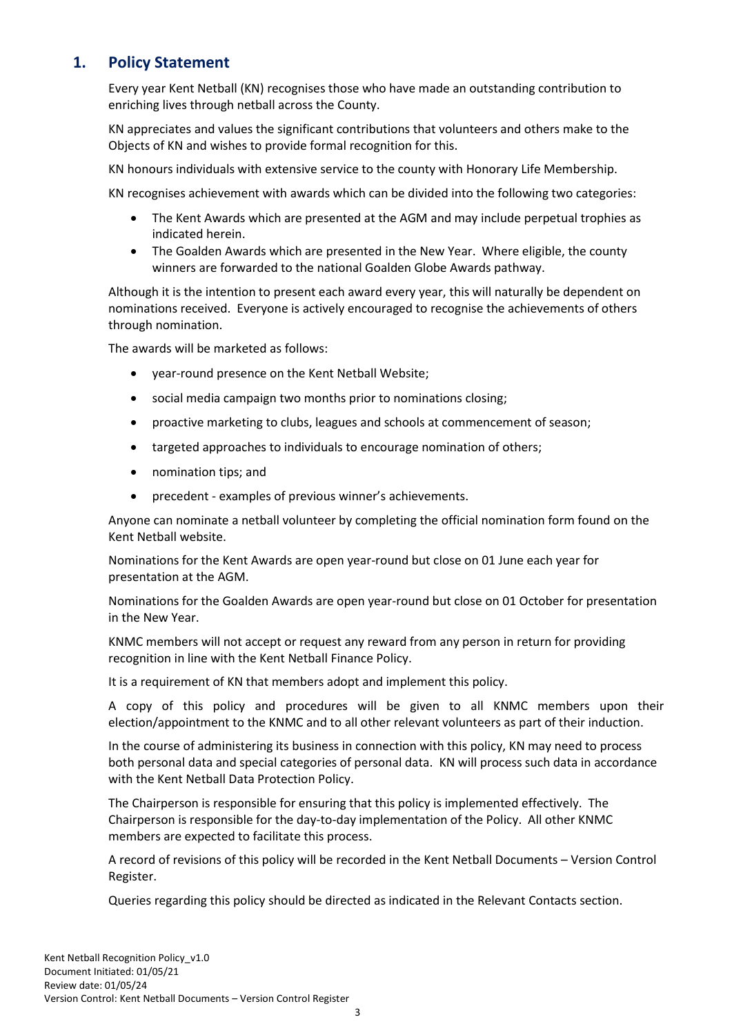## 1. Policy Statement

Every year Kent Netball (KN) recognises those who have made an outstanding contribution to enriching lives through netball across the County.

KN appreciates and values the significant contributions that volunteers and others make to the Objects of KN and wishes to provide formal recognition for this.

KN honours individuals with extensive service to the county with Honorary Life Membership.

KN recognises achievement with awards which can be divided into the following two categories:

- The Kent Awards which are presented at the AGM and may include perpetual trophies as indicated herein.
- The Goalden Awards which are presented in the New Year. Where eligible, the county winners are forwarded to the national Goalden Globe Awards pathway.

Although it is the intention to present each award every year, this will naturally be dependent on nominations received. Everyone is actively encouraged to recognise the achievements of others through nomination.

The awards will be marketed as follows:

- year-round presence on the Kent Netball Website;
- social media campaign two months prior to nominations closing;
- proactive marketing to clubs, leagues and schools at commencement of season;
- targeted approaches to individuals to encourage nomination of others;
- nomination tips; and
- precedent - examples of previous winner's achievements.

Anyone can nominate a netball volunteer by completing the official nomination form found on the Kent Netball website.

Nominations for the Kent Awards are open year-round but close on 01 June each year for presentation at the AGM.

Nominations for the Goalden Awards are open year-round but close on 01 October for presentation in the New Year.

KNMC members will not accept or request any reward from any person in return for providing recognition in line with the Kent Netball Finance Policy.

It is a requirement of KN that members adopt and implement this policy.

A copy of this policy and procedures will be given to all KNMC members upon their election/appointment to the KNMC and to all other relevant volunteers as part of their induction.

In the course of administering its business in connection with this policy, KN may need to process both personal data and special categories of personal data. KN will process such data in accordance with the Kent Netball Data Protection Policy.

The Chairperson is responsible for ensuring that this policy is implemented effectively. The Chairperson is responsible for the day-to-day implementation of the Policy. All other KNMC members are expected to facilitate this process.

A record of revisions of this policy will be recorded in the Kent Netball Documents – Version Control Register.

Queries regarding this policy should be directed as indicated in the Relevant Contacts section.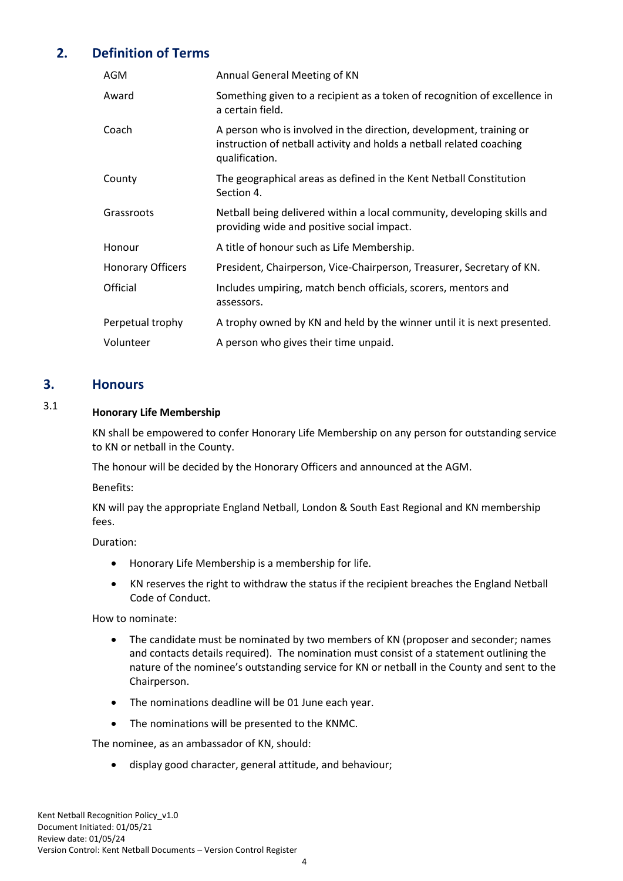## 2. Definition of Terms

| | |
|---|---|
| AGM | Annual General Meeting of KN |
| Award | Something given to a recipient as a token of recognition of excellence in a certain field. |
| Coach | A person who is involved in the direction, development, training or instruction of netball activity and holds a netball related coaching qualification. |
| County | The geographical areas as defined in the Kent Netball Constitution Section 4. |
| Grassroots | Netball being delivered within a local community, developing skills and providing wide and positive social impact. |
| Honour | A title of honour such as Life Membership. |
| Honorary Officers | President, Chairperson, Vice-Chairperson, Treasurer, Secretary of KN. |
| Official | Includes umpiring, match bench officials, scorers, mentors and assessors. |
| Perpetual trophy | A trophy owned by KN and held by the winner until it is next presented. |
| Volunteer | A person who gives their time unpaid. |

## 3. Honours

### 3.1 Honorary Life Membership

KN shall be empowered to confer Honorary Life Membership on any person for outstanding service to KN or netball in the County.

The honour will be decided by the Honorary Officers and announced at the AGM.

Benefits:

KN will pay the appropriate England Netball, London & South East Regional and KN membership fees.

Duration:

- Honorary Life Membership is a membership for life.
- KN reserves the right to withdraw the status if the recipient breaches the England Netball Code of Conduct.

How to nominate:

- The candidate must be nominated by two members of KN (proposer and seconder; names and contacts details required). The nomination must consist of a statement outlining the nature of the nominee's outstanding service for KN or netball in the County and sent to the Chairperson.
- The nominations deadline will be 01 June each year.
- The nominations will be presented to the KNMC.

The nominee, as an ambassador of KN, should:

- display good character, general attitude, and behaviour;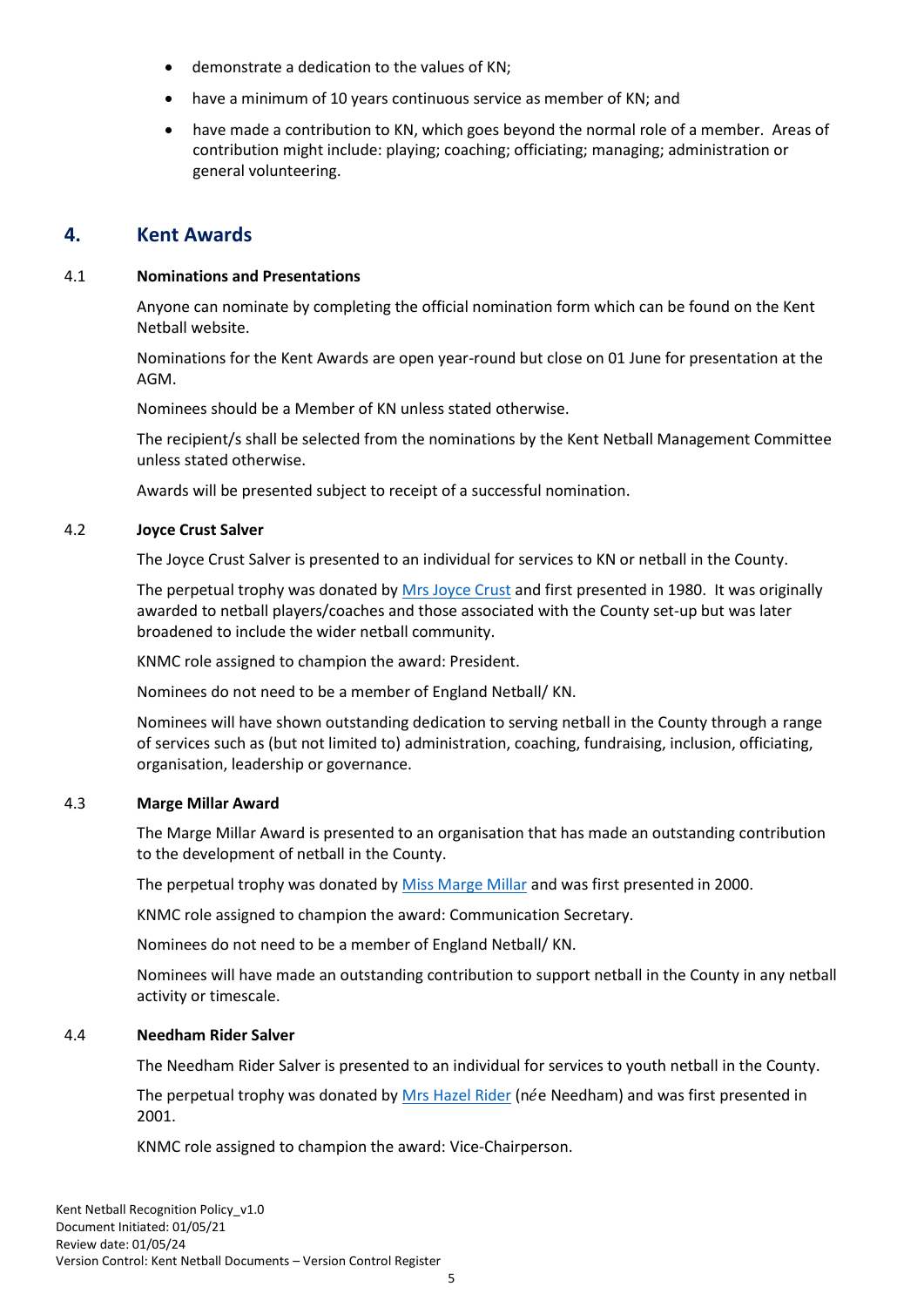- demonstrate a dedication to the values of KN;
- have a minimum of 10 years continuous service as member of KN; and
- have made a contribution to KN, which goes beyond the normal role of a member. Areas of contribution might include: playing; coaching; officiating; managing; administration or general volunteering.

## 4. Kent Awards

### 4.1 Nominations and Presentations

Anyone can nominate by completing the official nomination form which can be found on the Kent Netball website.

Nominations for the Kent Awards are open year-round but close on 01 June for presentation at the AGM.

Nominees should be a Member of KN unless stated otherwise.

The recipient/s shall be selected from the nominations by the Kent Netball Management Committee unless stated otherwise.

Awards will be presented subject to receipt of a successful nomination.

### 4.2 Joyce Crust Salver

The Joyce Crust Salver is presented to an individual for services to KN or netball in the County.

The perpetual trophy was donated by Mrs Joyce Crust and first presented in 1980. It was originally awarded to netball players/coaches and those associated with the County set-up but was later broadened to include the wider netball community.

KNMC role assigned to champion the award: President.

Nominees do not need to be a member of England Netball/ KN.

Nominees will have shown outstanding dedication to serving netball in the County through a range of services such as (but not limited to) administration, coaching, fundraising, inclusion, officiating, organisation, leadership or governance.

### 4.3 Marge Millar Award

The Marge Millar Award is presented to an organisation that has made an outstanding contribution to the development of netball in the County.

The perpetual trophy was donated by Miss Marge Millar and was first presented in 2000.

KNMC role assigned to champion the award: Communication Secretary.

Nominees do not need to be a member of England Netball/ KN.

Nominees will have made an outstanding contribution to support netball in the County in any netball activity or timescale.

### 4.4 Needham Rider Salver

The Needham Rider Salver is presented to an individual for services to youth netball in the County.

The perpetual trophy was donated by Mrs Hazel Rider (née Needham) and was first presented in 2001.

KNMC role assigned to champion the award: Vice-Chairperson.

Kent Netball Recognition Policy_v1.0
Document Initiated: 01/05/21
Review date: 01/05/24
Version Control: Kent Netball Documents – Version Control Register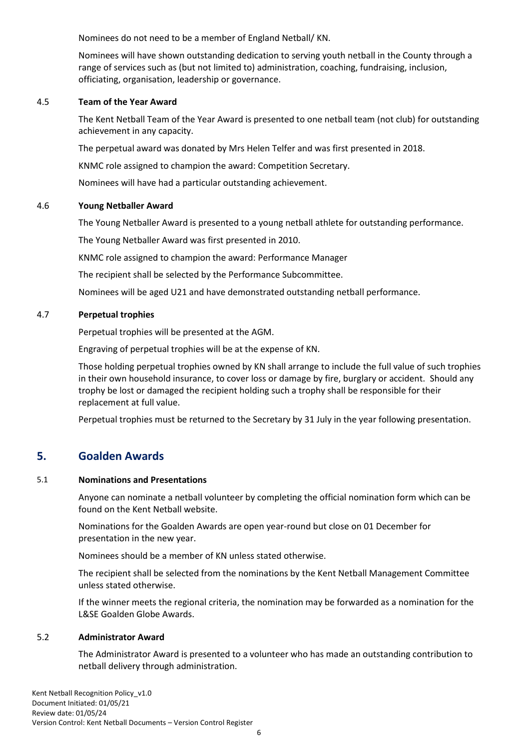Nominees do not need to be a member of England Netball/ KN.

Nominees will have shown outstanding dedication to serving youth netball in the County through a range of services such as (but not limited to) administration, coaching, fundraising, inclusion, officiating, organisation, leadership or governance.

### 4.5 Team of the Year Award

The Kent Netball Team of the Year Award is presented to one netball team (not club) for outstanding achievement in any capacity.

The perpetual award was donated by Mrs Helen Telfer and was first presented in 2018.

KNMC role assigned to champion the award: Competition Secretary.

Nominees will have had a particular outstanding achievement.

### 4.6 Young Netballer Award

The Young Netballer Award is presented to a young netball athlete for outstanding performance.

The Young Netballer Award was first presented in 2010.

KNMC role assigned to champion the award: Performance Manager

The recipient shall be selected by the Performance Subcommittee.

Nominees will be aged U21 and have demonstrated outstanding netball performance.

### 4.7 Perpetual trophies

Perpetual trophies will be presented at the AGM.

Engraving of perpetual trophies will be at the expense of KN.

Those holding perpetual trophies owned by KN shall arrange to include the full value of such trophies in their own household insurance, to cover loss or damage by fire, burglary or accident. Should any trophy be lost or damaged the recipient holding such a trophy shall be responsible for their replacement at full value.

Perpetual trophies must be returned to the Secretary by 31 July in the year following presentation.

## 5. Goalden Awards

### 5.1 Nominations and Presentations

Anyone can nominate a netball volunteer by completing the official nomination form which can be found on the Kent Netball website.

Nominations for the Goalden Awards are open year-round but close on 01 December for presentation in the new year.

Nominees should be a member of KN unless stated otherwise.

The recipient shall be selected from the nominations by the Kent Netball Management Committee unless stated otherwise.

If the winner meets the regional criteria, the nomination may be forwarded as a nomination for the L&SE Goalden Globe Awards.

### 5.2 Administrator Award

The Administrator Award is presented to a volunteer who has made an outstanding contribution to netball delivery through administration.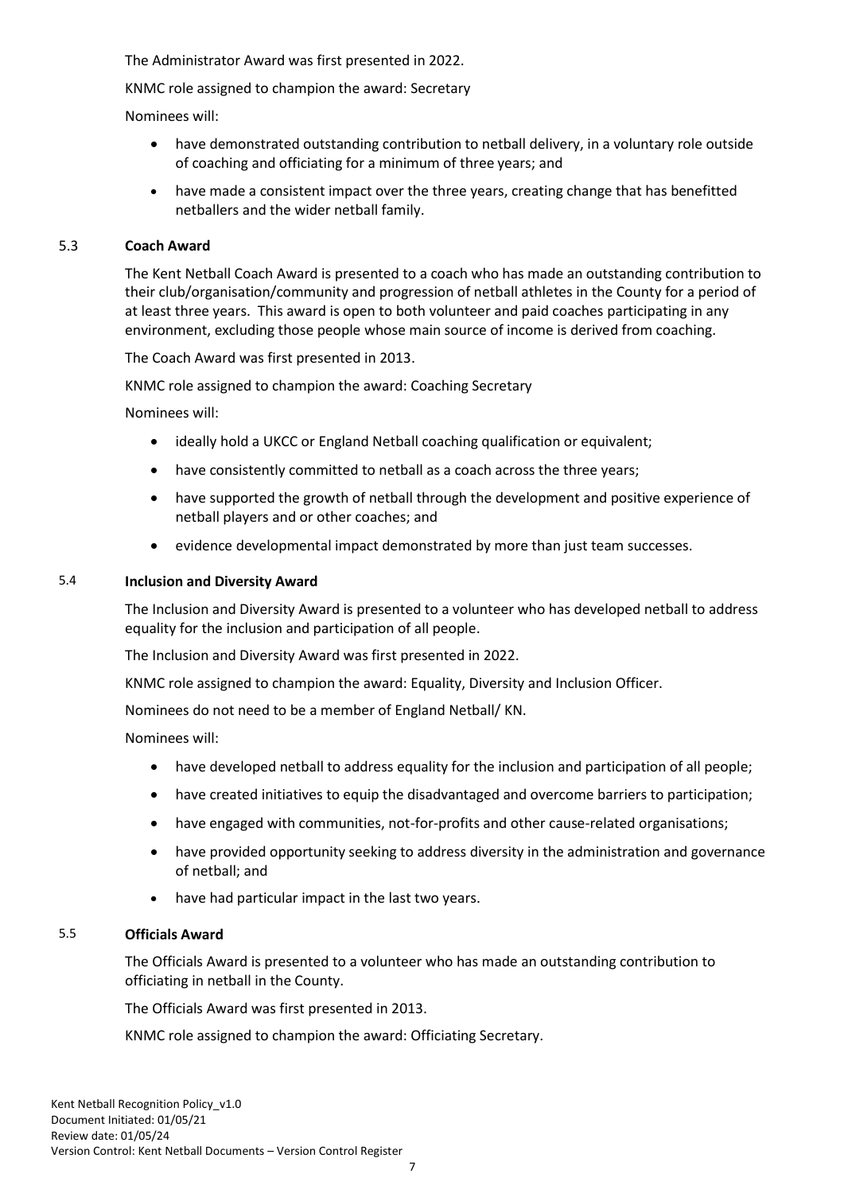The Administrator Award was first presented in 2022.

KNMC role assigned to champion the award: Secretary

Nominees will:

- have demonstrated outstanding contribution to netball delivery, in a voluntary role outside of coaching and officiating for a minimum of three years; and
- have made a consistent impact over the three years, creating change that has benefitted netballers and the wider netball family.

### 5.3 Coach Award

The Kent Netball Coach Award is presented to a coach who has made an outstanding contribution to their club/organisation/community and progression of netball athletes in the County for a period of at least three years. This award is open to both volunteer and paid coaches participating in any environment, excluding those people whose main source of income is derived from coaching.

The Coach Award was first presented in 2013.

KNMC role assigned to champion the award: Coaching Secretary

Nominees will:

- ideally hold a UKCC or England Netball coaching qualification or equivalent;
- have consistently committed to netball as a coach across the three years;
- have supported the growth of netball through the development and positive experience of netball players and or other coaches; and
- evidence developmental impact demonstrated by more than just team successes.

### 5.4 Inclusion and Diversity Award

The Inclusion and Diversity Award is presented to a volunteer who has developed netball to address equality for the inclusion and participation of all people.

The Inclusion and Diversity Award was first presented in 2022.

KNMC role assigned to champion the award: Equality, Diversity and Inclusion Officer.

Nominees do not need to be a member of England Netball/ KN.

Nominees will:

- have developed netball to address equality for the inclusion and participation of all people;
- have created initiatives to equip the disadvantaged and overcome barriers to participation;
- have engaged with communities, not-for-profits and other cause-related organisations;
- have provided opportunity seeking to address diversity in the administration and governance of netball; and
- have had particular impact in the last two years.

### 5.5 Officials Award

The Officials Award is presented to a volunteer who has made an outstanding contribution to officiating in netball in the County.

The Officials Award was first presented in 2013.

KNMC role assigned to champion the award: Officiating Secretary.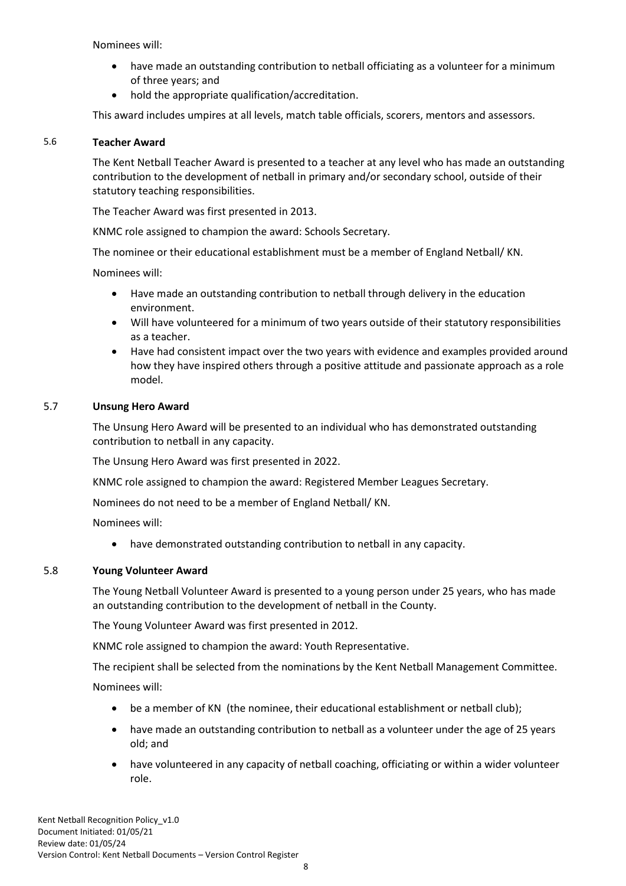Nominees will:

- have made an outstanding contribution to netball officiating as a volunteer for a minimum of three years; and
- hold the appropriate qualification/accreditation.

This award includes umpires at all levels, match table officials, scorers, mentors and assessors.

### 5.6 Teacher Award

The Kent Netball Teacher Award is presented to a teacher at any level who has made an outstanding contribution to the development of netball in primary and/or secondary school, outside of their statutory teaching responsibilities.

The Teacher Award was first presented in 2013.

KNMC role assigned to champion the award: Schools Secretary.

The nominee or their educational establishment must be a member of England Netball/ KN.

Nominees will:

- Have made an outstanding contribution to netball through delivery in the education environment.
- Will have volunteered for a minimum of two years outside of their statutory responsibilities as a teacher.
- Have had consistent impact over the two years with evidence and examples provided around how they have inspired others through a positive attitude and passionate approach as a role model.

### 5.7 Unsung Hero Award

The Unsung Hero Award will be presented to an individual who has demonstrated outstanding contribution to netball in any capacity.

The Unsung Hero Award was first presented in 2022.

KNMC role assigned to champion the award: Registered Member Leagues Secretary.

Nominees do not need to be a member of England Netball/ KN.

Nominees will:

- have demonstrated outstanding contribution to netball in any capacity.

### 5.8 Young Volunteer Award

The Young Netball Volunteer Award is presented to a young person under 25 years, who has made an outstanding contribution to the development of netball in the County.

The Young Volunteer Award was first presented in 2012.

KNMC role assigned to champion the award: Youth Representative.

The recipient shall be selected from the nominations by the Kent Netball Management Committee.

Nominees will:

- be a member of KN (the nominee, their educational establishment or netball club);
- have made an outstanding contribution to netball as a volunteer under the age of 25 years old; and
- have volunteered in any capacity of netball coaching, officiating or within a wider volunteer role.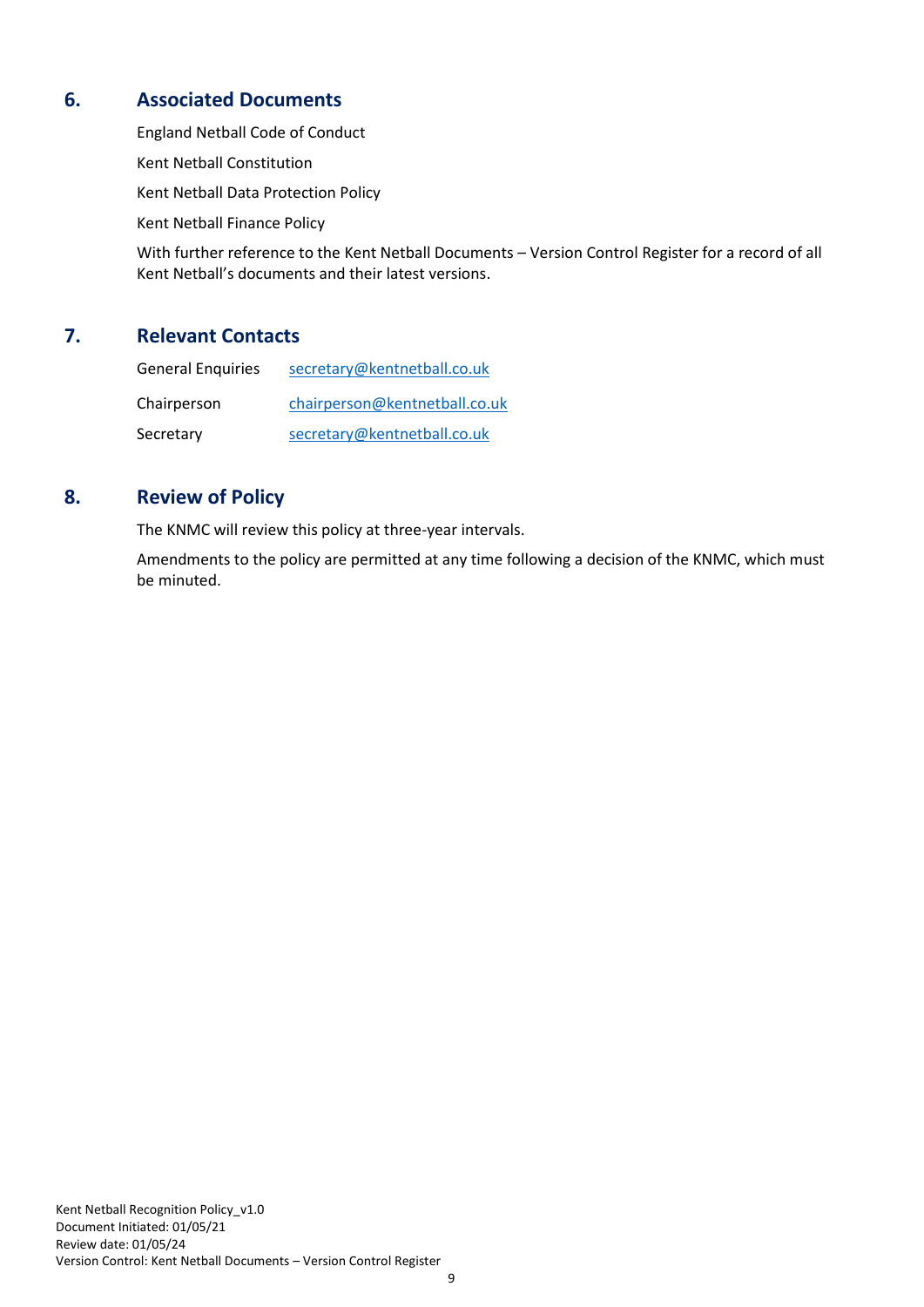## 6. Associated Documents

England Netball Code of Conduct

Kent Netball Constitution

Kent Netball Data Protection Policy

Kent Netball Finance Policy

With further reference to the Kent Netball Documents – Version Control Register for a record of all Kent Netball's documents and their latest versions.

## 7. Relevant Contacts

| | |
|---|---|
| General Enquiries | secretary@kentnetball.co.uk |
| Chairperson | chairperson@kentnetball.co.uk |
| Secretary | secretary@kentnetball.co.uk |

## 8. Review of Policy

The KNMC will review this policy at three-year intervals.

Amendments to the policy are permitted at any time following a decision of the KNMC, which must be minuted.